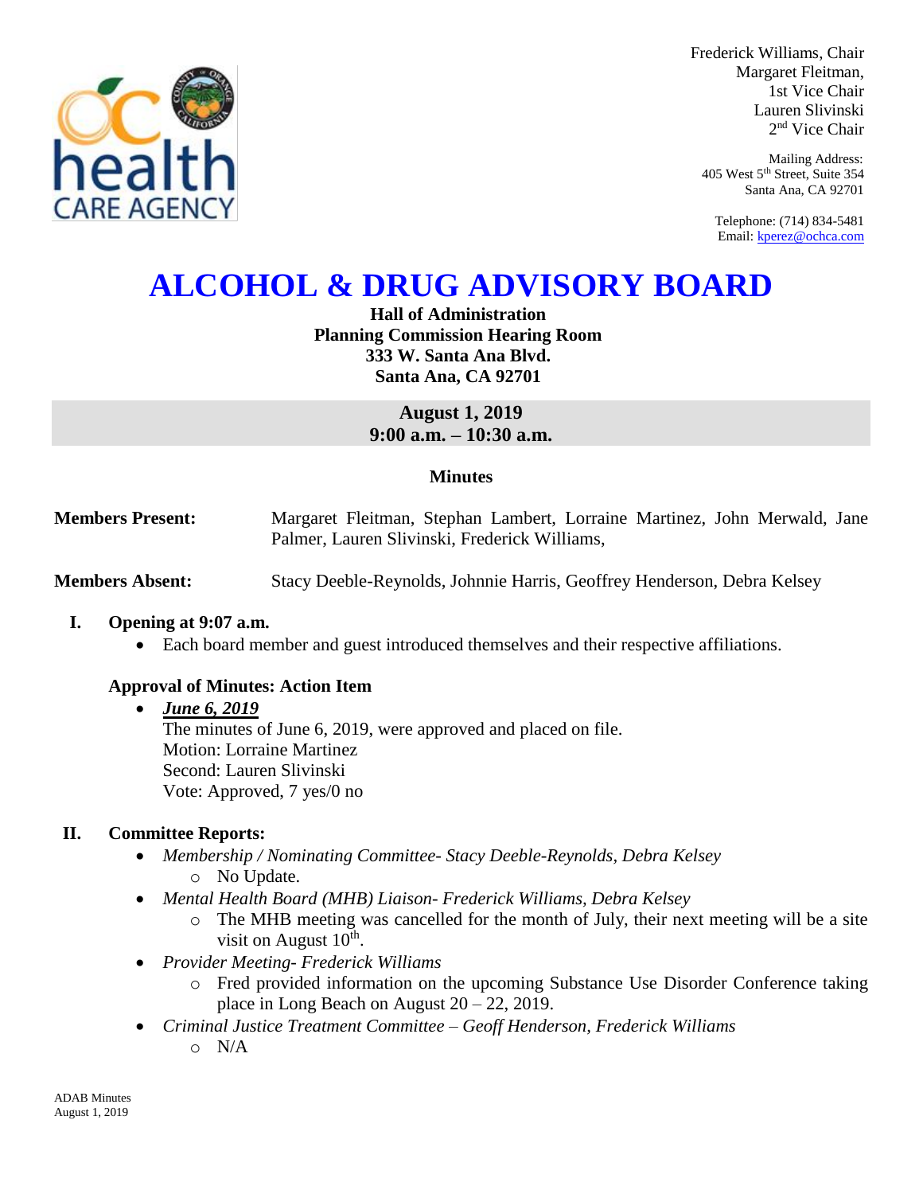Frederick Williams, Chair
Margaret Fleitman, 1st Vice Chair
Lauren Slivinski, 2nd Vice Chair

Mailing Address:
405 West 5th Street, Suite 354
Santa Ana, CA 92701

Telephone: (714) 834-5481
Email: kperez@ochca.com

# ALCOHOL & DRUG ADVISORY BOARD

**Hall of Administration**
**Planning Commission Hearing Room**
**333 W. Santa Ana Blvd.**
**Santa Ana, CA 92701**

**August 1, 2019**
**9:00 a.m. – 10:30 a.m.**

## Minutes

**Members Present:** Margaret Fleitman, Stephan Lambert, Lorraine Martinez, John Merwald, Jane Palmer, Lauren Slivinski, Frederick Williams,

**Members Absent:** Stacy Deeble-Reynolds, Johnnie Harris, Geoffrey Henderson, Debra Kelsey

### I. Opening at 9:07 a.m.

- Each board member and guest introduced themselves and their respective affiliations.

**Approval of Minutes: Action Item**

- ***June 6, 2019***
  The minutes of June 6, 2019, were approved and placed on file.
  Motion: Lorraine Martinez
  Second: Lauren Slivinski
  Vote: Approved, 7 yes/0 no

### II. Committee Reports:

- *Membership / Nominating Committee- Stacy Deeble-Reynolds, Debra Kelsey*
  - No Update.
- *Mental Health Board (MHB) Liaison- Frederick Williams, Debra Kelsey*
  - The MHB meeting was cancelled for the month of July, their next meeting will be a site visit on August 10th.
- *Provider Meeting- Frederick Williams*
  - Fred provided information on the upcoming Substance Use Disorder Conference taking place in Long Beach on August 20 – 22, 2019.
- *Criminal Justice Treatment Committee – Geoff Henderson, Frederick Williams*
  - N/A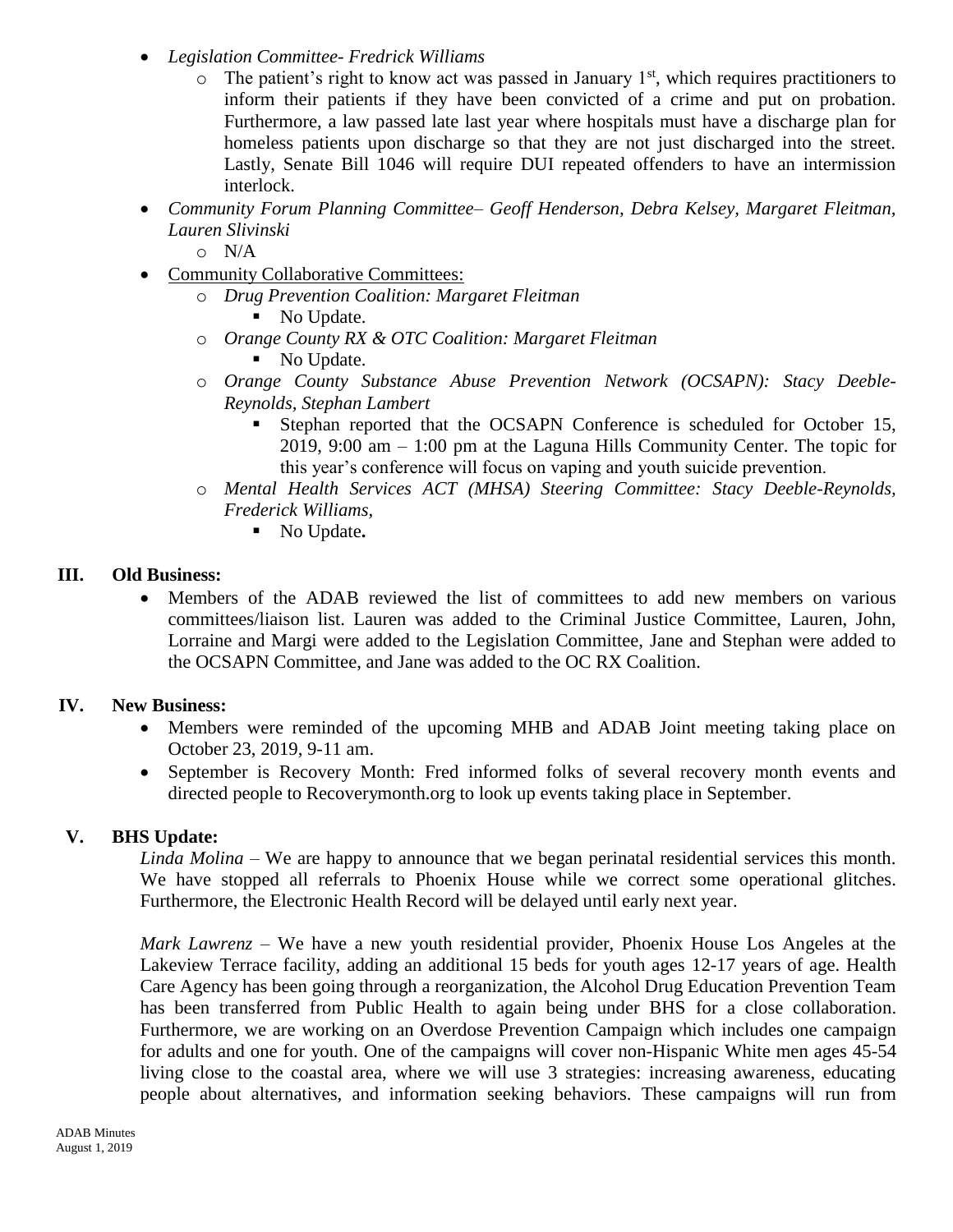- *Legislation Committee- Fredrick Williams*
  - The patient's right to know act was passed in January 1st, which requires practitioners to inform their patients if they have been convicted of a crime and put on probation. Furthermore, a law passed late last year where hospitals must have a discharge plan for homeless patients upon discharge so that they are not just discharged into the street. Lastly, Senate Bill 1046 will require DUI repeated offenders to have an intermission interlock.
- *Community Forum Planning Committee– Geoff Henderson, Debra Kelsey, Margaret Fleitman, Lauren Slivinski*
  - N/A
- Community Collaborative Committees:
  - *Drug Prevention Coalition: Margaret Fleitman*
    - No Update.
  - *Orange County RX & OTC Coalition: Margaret Fleitman*
    - No Update.
  - *Orange County Substance Abuse Prevention Network (OCSAPN): Stacy Deeble-Reynolds, Stephan Lambert*
    - Stephan reported that the OCSAPN Conference is scheduled for October 15, 2019, 9:00 am – 1:00 pm at the Laguna Hills Community Center. The topic for this year's conference will focus on vaping and youth suicide prevention.
  - *Mental Health Services ACT (MHSA) Steering Committee: Stacy Deeble-Reynolds, Frederick Williams,*
    - No Update**.**

## III. Old Business:

- Members of the ADAB reviewed the list of committees to add new members on various committees/liaison list. Lauren was added to the Criminal Justice Committee, Lauren, John, Lorraine and Margi were added to the Legislation Committee, Jane and Stephan were added to the OCSAPN Committee, and Jane was added to the OC RX Coalition.

## IV. New Business:

- Members were reminded of the upcoming MHB and ADAB Joint meeting taking place on October 23, 2019, 9-11 am.
- September is Recovery Month: Fred informed folks of several recovery month events and directed people to Recoverymonth.org to look up events taking place in September.

## V. BHS Update:

*Linda Molina* – We are happy to announce that we began perinatal residential services this month. We have stopped all referrals to Phoenix House while we correct some operational glitches. Furthermore, the Electronic Health Record will be delayed until early next year.

*Mark Lawrenz* – We have a new youth residential provider, Phoenix House Los Angeles at the Lakeview Terrace facility, adding an additional 15 beds for youth ages 12-17 years of age. Health Care Agency has been going through a reorganization, the Alcohol Drug Education Prevention Team has been transferred from Public Health to again being under BHS for a close collaboration. Furthermore, we are working on an Overdose Prevention Campaign which includes one campaign for adults and one for youth. One of the campaigns will cover non-Hispanic White men ages 45-54 living close to the coastal area, where we will use 3 strategies: increasing awareness, educating people about alternatives, and information seeking behaviors. These campaigns will run from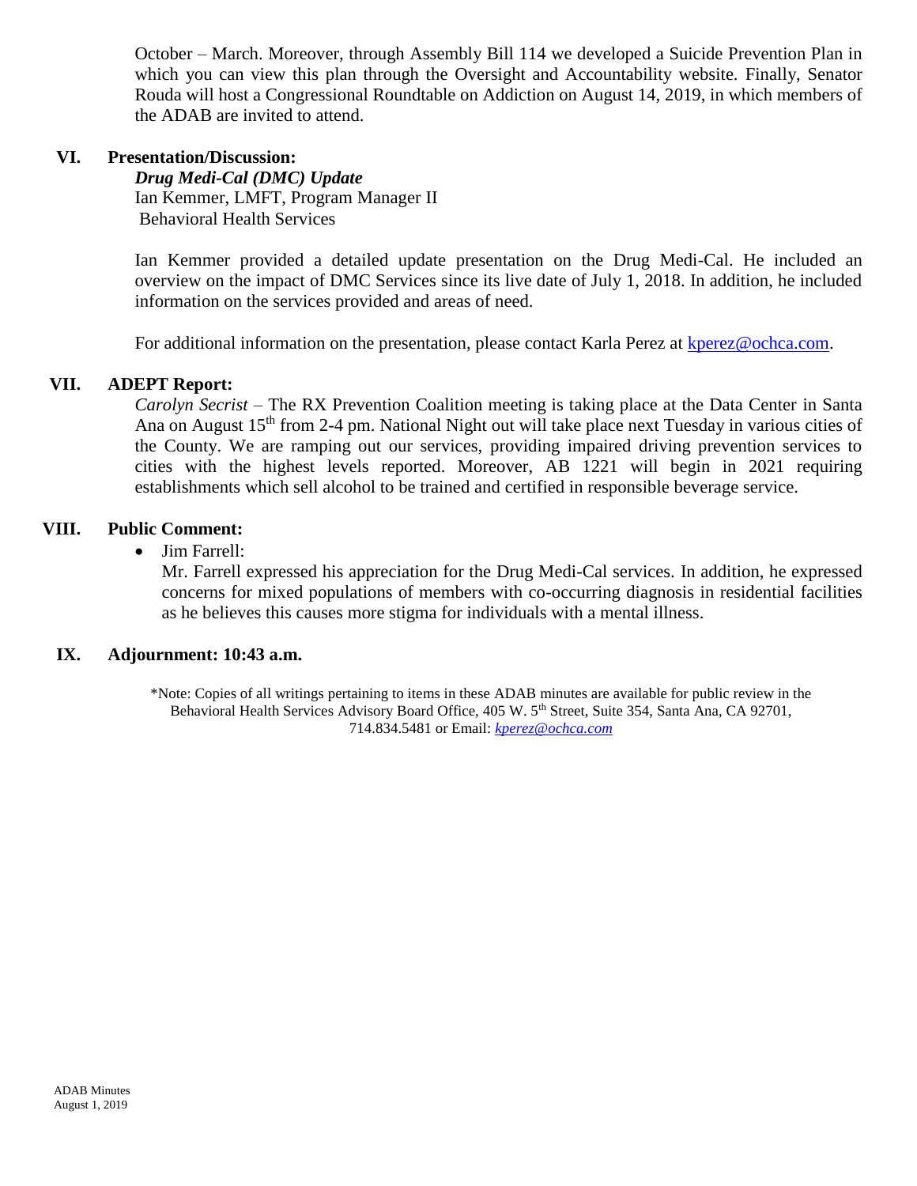October – March. Moreover, through Assembly Bill 114 we developed a Suicide Prevention Plan in which you can view this plan through the Oversight and Accountability website. Finally, Senator Rouda will host a Congressional Roundtable on Addiction on August 14, 2019, in which members of the ADAB are invited to attend.

## VI. Presentation/Discussion:

***Drug Medi-Cal (DMC) Update***
Ian Kemmer, LMFT, Program Manager II
Behavioral Health Services

Ian Kemmer provided a detailed update presentation on the Drug Medi-Cal. He included an overview on the impact of DMC Services since its live date of July 1, 2018. In addition, he included information on the services provided and areas of need.

For additional information on the presentation, please contact Karla Perez at kperez@ochca.com.

## VII. ADEPT Report:

*Carolyn Secrist* – The RX Prevention Coalition meeting is taking place at the Data Center in Santa Ana on August 15th from 2-4 pm. National Night out will take place next Tuesday in various cities of the County. We are ramping out our services, providing impaired driving prevention services to cities with the highest levels reported. Moreover, AB 1221 will begin in 2021 requiring establishments which sell alcohol to be trained and certified in responsible beverage service.

## VIII. Public Comment:

- Jim Farrell:
  Mr. Farrell expressed his appreciation for the Drug Medi-Cal services. In addition, he expressed concerns for mixed populations of members with co-occurring diagnosis in residential facilities as he believes this causes more stigma for individuals with a mental illness.

## IX. Adjournment: 10:43 a.m.

*Note: Copies of all writings pertaining to items in these ADAB minutes are available for public review in the Behavioral Health Services Advisory Board Office, 405 W. 5th Street, Suite 354, Santa Ana, CA 92701, 714.834.5481 or Email: *kperez@ochca.com*